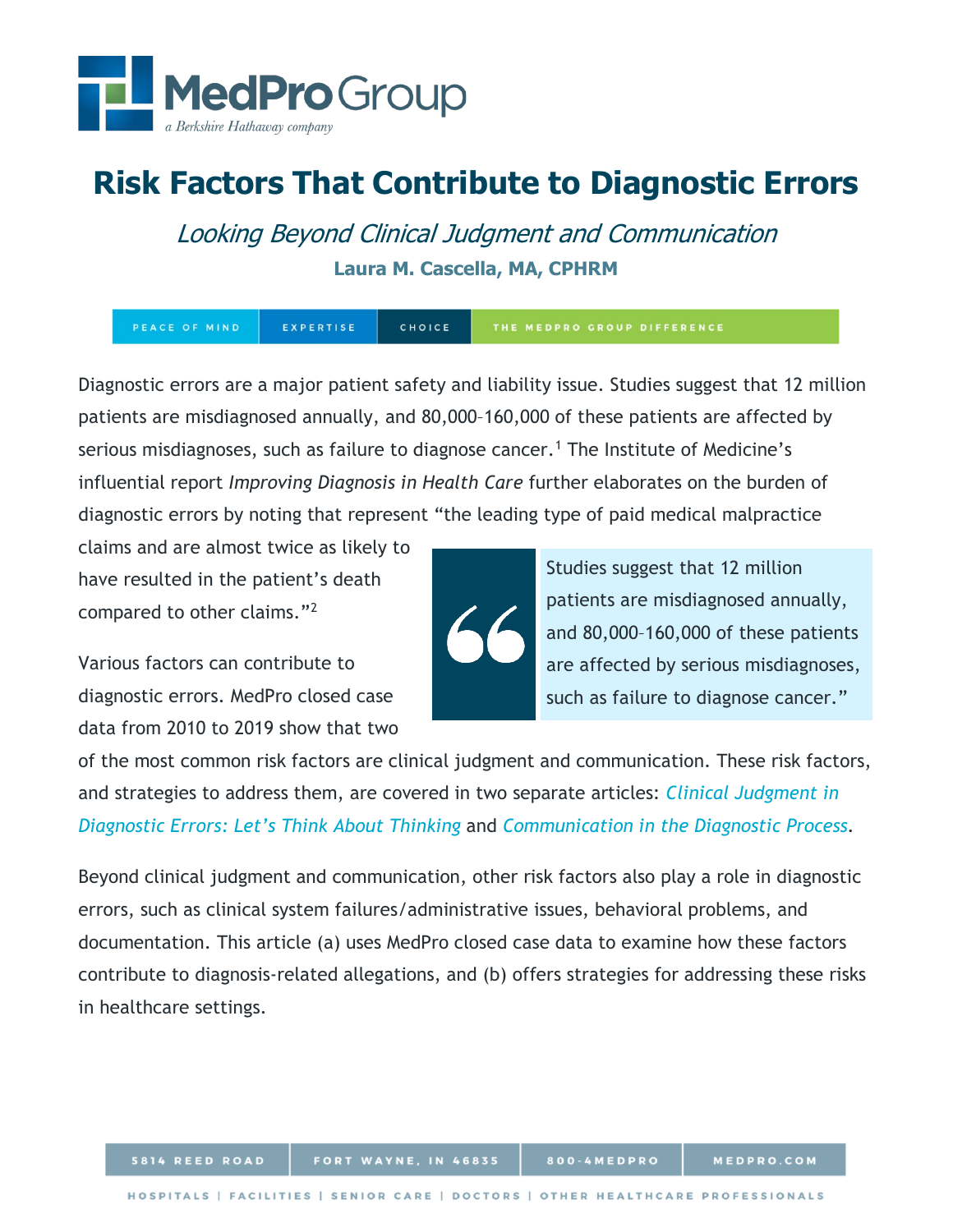# Risk Factors That Contribute to Diagnostic Errors

## *Looking Beyond Clinical Judgment and Communication*

**Laura M. Cascella, MA, CPHRM**

Diagnostic errors are a major patient safety and liability issue. Studies suggest that 12 million patients are misdiagnosed annually, and 80,000–160,000 of these patients are affected by serious misdiagnoses, such as failure to diagnose cancer.[1] The Institute of Medicine's influential report *Improving Diagnosis in Health Care* further elaborates on the burden of diagnostic errors by noting that represent "the leading type of paid medical malpractice claims and are almost twice as likely to have resulted in the patient's death compared to other claims."[2]

> Studies suggest that 12 million patients are misdiagnosed annually, and 80,000–160,000 of these patients are affected by serious misdiagnoses, such as failure to diagnose cancer."

Various factors can contribute to diagnostic errors. MedPro closed case data from 2010 to 2019 show that two of the most common risk factors are clinical judgment and communication. These risk factors, and strategies to address them, are covered in two separate articles: *Clinical Judgment in Diagnostic Errors: Let's Think About Thinking* and *Communication in the Diagnostic Process*.

Beyond clinical judgment and communication, other risk factors also play a role in diagnostic errors, such as clinical system failures/administrative issues, behavioral problems, and documentation. This article (a) uses MedPro closed case data to examine how these factors contribute to diagnosis-related allegations, and (b) offers strategies for addressing these risks in healthcare settings.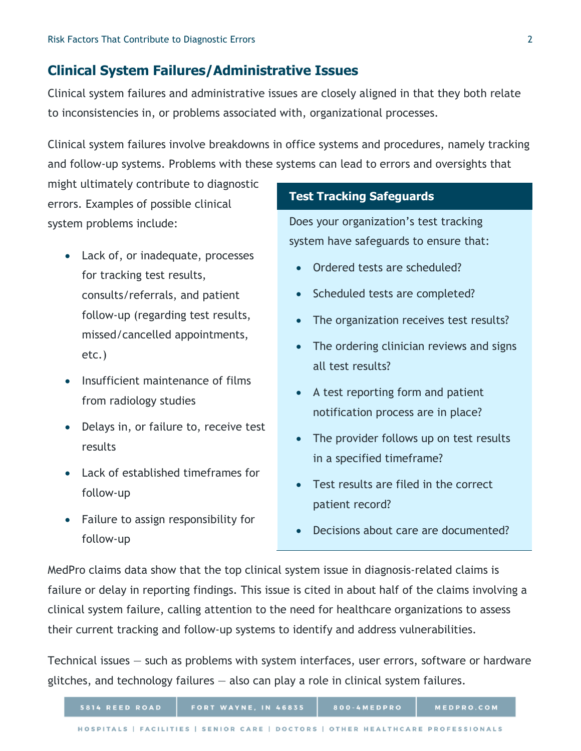## Clinical System Failures/Administrative Issues

Clinical system failures and administrative issues are closely aligned in that they both relate to inconsistencies in, or problems associated with, organizational processes.

Clinical system failures involve breakdowns in office systems and procedures, namely tracking and follow-up systems. Problems with these systems can lead to errors and oversights that might ultimately contribute to diagnostic errors. Examples of possible clinical system problems include:

- Lack of, or inadequate, processes for tracking test results, consults/referrals, and patient follow-up (regarding test results, missed/cancelled appointments, etc.)
- Insufficient maintenance of films from radiology studies
- Delays in, or failure to, receive test results
- Lack of established timeframes for follow-up
- Failure to assign responsibility for follow-up

### Test Tracking Safeguards

Does your organization's test tracking system have safeguards to ensure that:

- Ordered tests are scheduled?
- Scheduled tests are completed?
- The organization receives test results?
- The ordering clinician reviews and signs all test results?
- A test reporting form and patient notification process are in place?
- The provider follows up on test results in a specified timeframe?
- Test results are filed in the correct patient record?
- Decisions about care are documented?

MedPro claims data show that the top clinical system issue in diagnosis-related claims is failure or delay in reporting findings. This issue is cited in about half of the claims involving a clinical system failure, calling attention to the need for healthcare organizations to assess their current tracking and follow-up systems to identify and address vulnerabilities.

Technical issues — such as problems with system interfaces, user errors, software or hardware glitches, and technology failures — also can play a role in clinical system failures.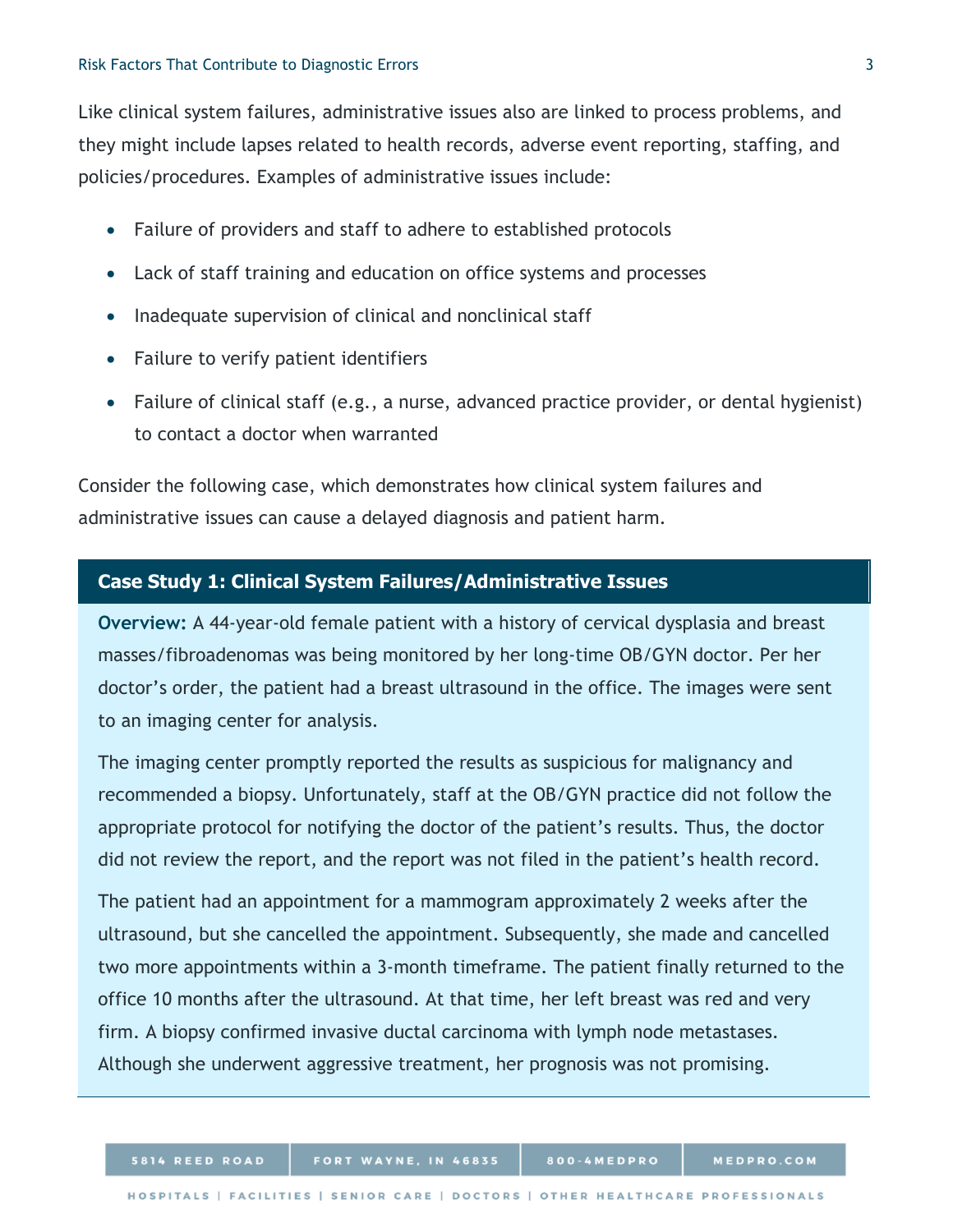Like clinical system failures, administrative issues also are linked to process problems, and they might include lapses related to health records, adverse event reporting, staffing, and policies/procedures. Examples of administrative issues include:

- Failure of providers and staff to adhere to established protocols
- Lack of staff training and education on office systems and processes
- Inadequate supervision of clinical and nonclinical staff
- Failure to verify patient identifiers
- Failure of clinical staff (e.g., a nurse, advanced practice provider, or dental hygienist) to contact a doctor when warranted

Consider the following case, which demonstrates how clinical system failures and administrative issues can cause a delayed diagnosis and patient harm.

### Case Study 1: Clinical System Failures/Administrative Issues

**Overview:** A 44-year-old female patient with a history of cervical dysplasia and breast masses/fibroadenomas was being monitored by her long-time OB/GYN doctor. Per her doctor's order, the patient had a breast ultrasound in the office. The images were sent to an imaging center for analysis.

The imaging center promptly reported the results as suspicious for malignancy and recommended a biopsy. Unfortunately, staff at the OB/GYN practice did not follow the appropriate protocol for notifying the doctor of the patient's results. Thus, the doctor did not review the report, and the report was not filed in the patient's health record.

The patient had an appointment for a mammogram approximately 2 weeks after the ultrasound, but she cancelled the appointment. Subsequently, she made and cancelled two more appointments within a 3-month timeframe. The patient finally returned to the office 10 months after the ultrasound. At that time, her left breast was red and very firm. A biopsy confirmed invasive ductal carcinoma with lymph node metastases. Although she underwent aggressive treatment, her prognosis was not promising.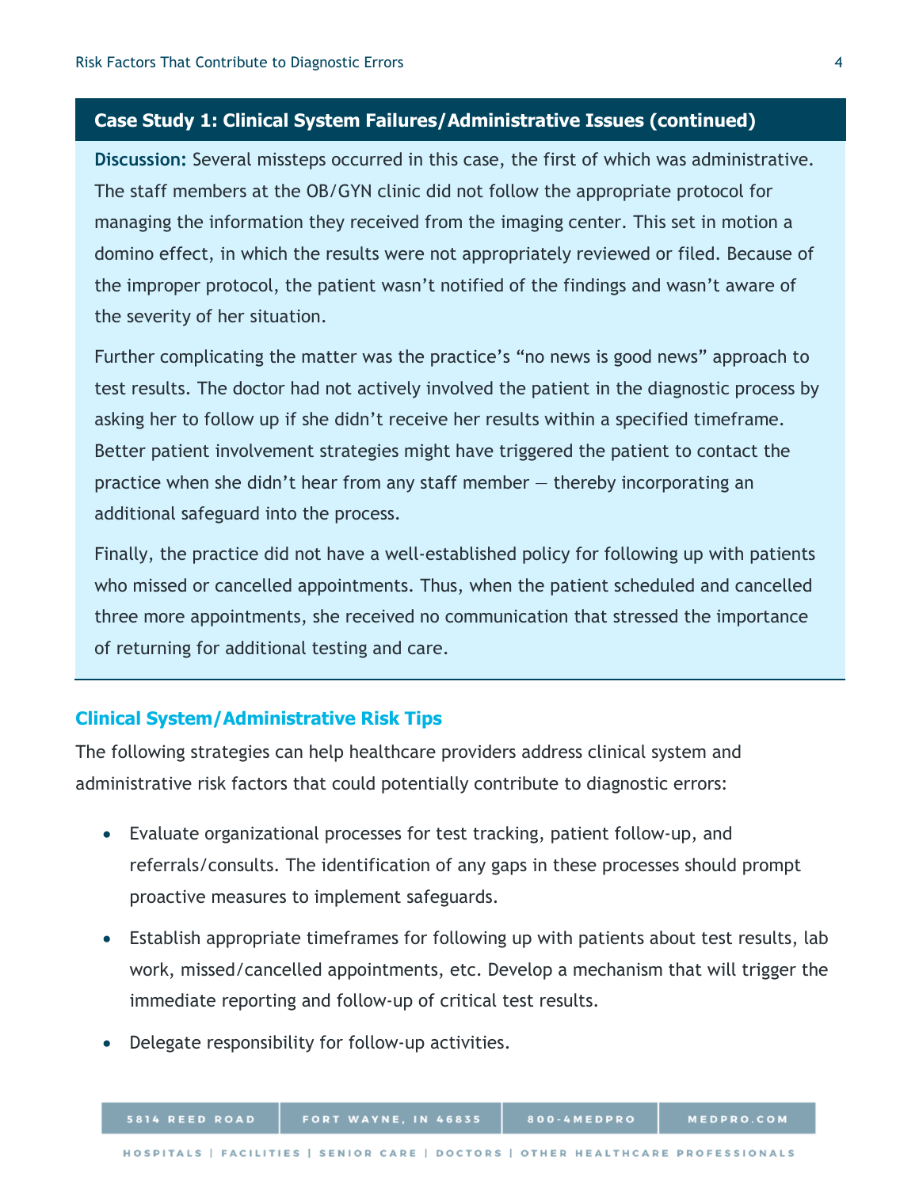## Case Study 1: Clinical System Failures/Administrative Issues (continued)

**Discussion:** Several missteps occurred in this case, the first of which was administrative. The staff members at the OB/GYN clinic did not follow the appropriate protocol for managing the information they received from the imaging center. This set in motion a domino effect, in which the results were not appropriately reviewed or filed. Because of the improper protocol, the patient wasn't notified of the findings and wasn't aware of the severity of her situation.

Further complicating the matter was the practice's "no news is good news" approach to test results. The doctor had not actively involved the patient in the diagnostic process by asking her to follow up if she didn't receive her results within a specified timeframe. Better patient involvement strategies might have triggered the patient to contact the practice when she didn't hear from any staff member — thereby incorporating an additional safeguard into the process.

Finally, the practice did not have a well-established policy for following up with patients who missed or cancelled appointments. Thus, when the patient scheduled and cancelled three more appointments, she received no communication that stressed the importance of returning for additional testing and care.

### Clinical System/Administrative Risk Tips

The following strategies can help healthcare providers address clinical system and administrative risk factors that could potentially contribute to diagnostic errors:

- Evaluate organizational processes for test tracking, patient follow-up, and referrals/consults. The identification of any gaps in these processes should prompt proactive measures to implement safeguards.
- Establish appropriate timeframes for following up with patients about test results, lab work, missed/cancelled appointments, etc. Develop a mechanism that will trigger the immediate reporting and follow-up of critical test results.
- Delegate responsibility for follow-up activities.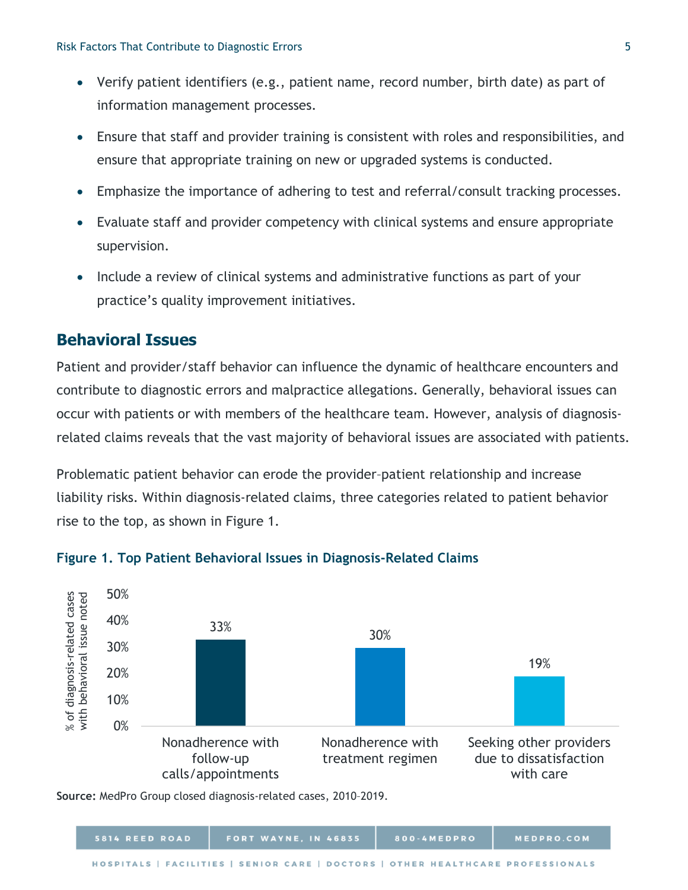- Verify patient identifiers (e.g., patient name, record number, birth date) as part of information management processes.
- Ensure that staff and provider training is consistent with roles and responsibilities, and ensure that appropriate training on new or upgraded systems is conducted.
- Emphasize the importance of adhering to test and referral/consult tracking processes.
- Evaluate staff and provider competency with clinical systems and ensure appropriate supervision.
- Include a review of clinical systems and administrative functions as part of your practice's quality improvement initiatives.

## Behavioral Issues

Patient and provider/staff behavior can influence the dynamic of healthcare encounters and contribute to diagnostic errors and malpractice allegations. Generally, behavioral issues can occur with patients or with members of the healthcare team. However, analysis of diagnosis-related claims reveals that the vast majority of behavioral issues are associated with patients.

Problematic patient behavior can erode the provider–patient relationship and increase liability risks. Within diagnosis-related claims, three categories related to patient behavior rise to the top, as shown in Figure 1.

**Figure 1. Top Patient Behavioral Issues in Diagnosis-Related Claims**

| Behavioral issue | % of diagnosis-related cases with behavioral issue noted |
|---|---|
| Nonadherence with follow-up calls/appointments | 33% |
| Nonadherence with treatment regimen | 30% |
| Seeking other providers due to dissatisfaction with care | 19% |

**Source:** MedPro Group closed diagnosis-related cases, 2010–2019.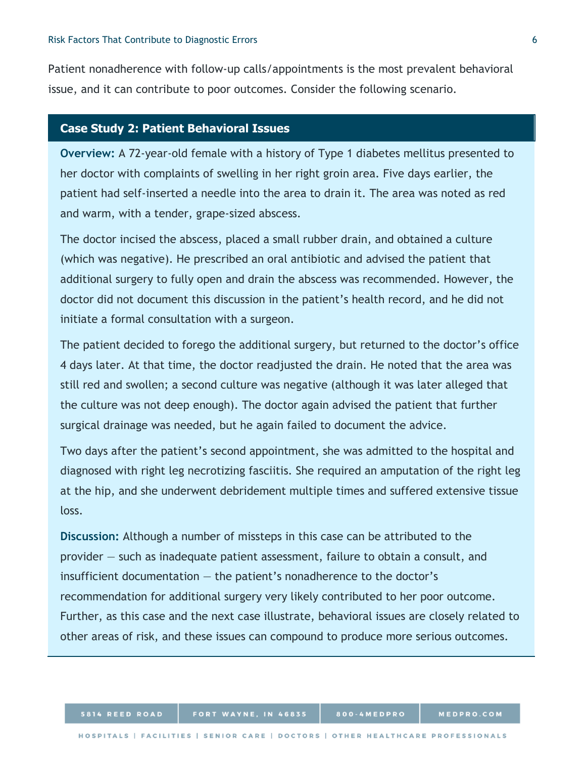Patient nonadherence with follow-up calls/appointments is the most prevalent behavioral issue, and it can contribute to poor outcomes. Consider the following scenario.

### Case Study 2: Patient Behavioral Issues

**Overview:** A 72-year-old female with a history of Type 1 diabetes mellitus presented to her doctor with complaints of swelling in her right groin area. Five days earlier, the patient had self-inserted a needle into the area to drain it. The area was noted as red and warm, with a tender, grape-sized abscess.

The doctor incised the abscess, placed a small rubber drain, and obtained a culture (which was negative). He prescribed an oral antibiotic and advised the patient that additional surgery to fully open and drain the abscess was recommended. However, the doctor did not document this discussion in the patient's health record, and he did not initiate a formal consultation with a surgeon.

The patient decided to forego the additional surgery, but returned to the doctor's office 4 days later. At that time, the doctor readjusted the drain. He noted that the area was still red and swollen; a second culture was negative (although it was later alleged that the culture was not deep enough). The doctor again advised the patient that further surgical drainage was needed, but he again failed to document the advice.

Two days after the patient's second appointment, she was admitted to the hospital and diagnosed with right leg necrotizing fasciitis. She required an amputation of the right leg at the hip, and she underwent debridement multiple times and suffered extensive tissue loss.

**Discussion:** Although a number of missteps in this case can be attributed to the provider — such as inadequate patient assessment, failure to obtain a consult, and insufficient documentation — the patient's nonadherence to the doctor's recommendation for additional surgery very likely contributed to her poor outcome. Further, as this case and the next case illustrate, behavioral issues are closely related to other areas of risk, and these issues can compound to produce more serious outcomes.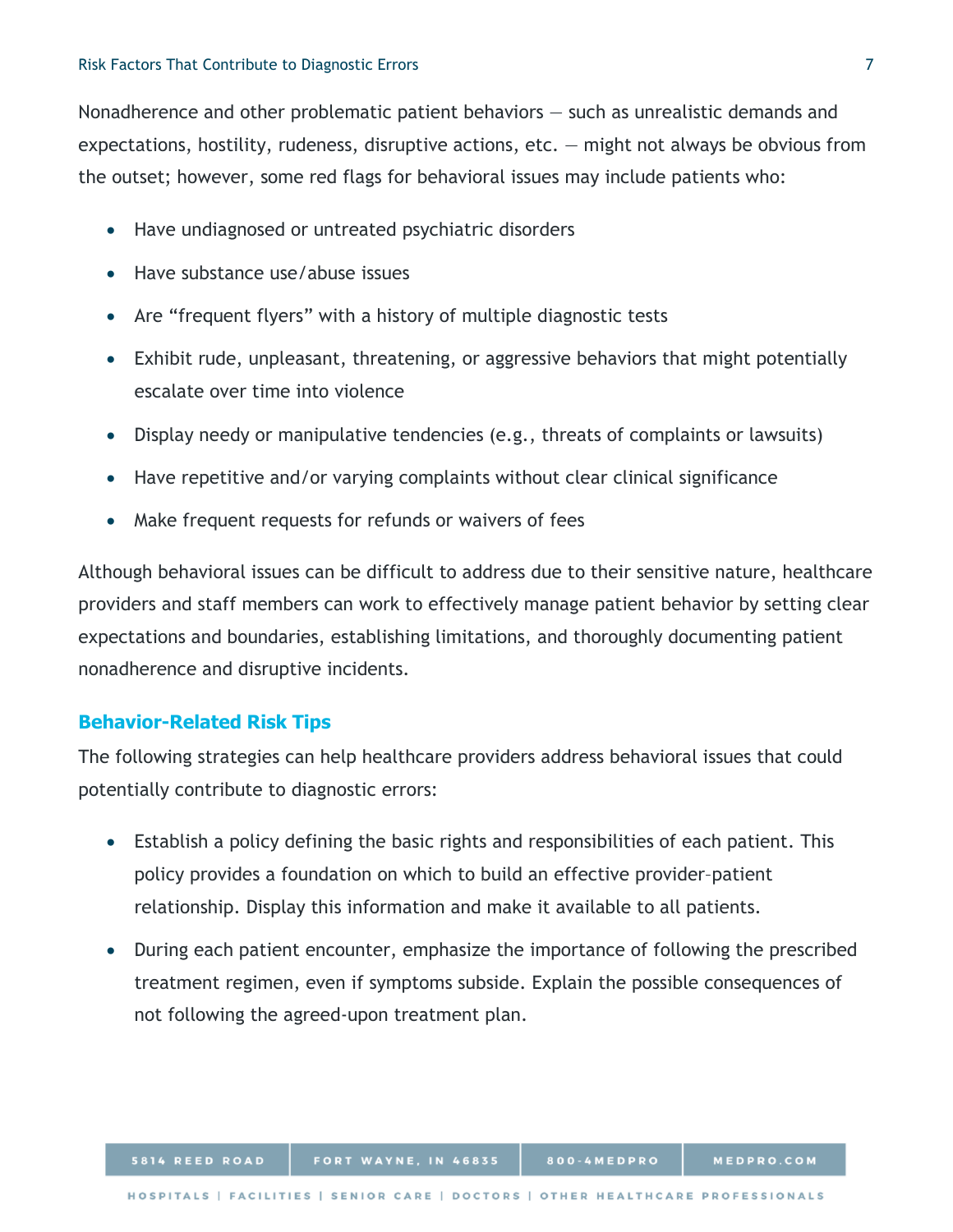Nonadherence and other problematic patient behaviors — such as unrealistic demands and expectations, hostility, rudeness, disruptive actions, etc. — might not always be obvious from the outset; however, some red flags for behavioral issues may include patients who:

- Have undiagnosed or untreated psychiatric disorders
- Have substance use/abuse issues
- Are "frequent flyers" with a history of multiple diagnostic tests
- Exhibit rude, unpleasant, threatening, or aggressive behaviors that might potentially escalate over time into violence
- Display needy or manipulative tendencies (e.g., threats of complaints or lawsuits)
- Have repetitive and/or varying complaints without clear clinical significance
- Make frequent requests for refunds or waivers of fees

Although behavioral issues can be difficult to address due to their sensitive nature, healthcare providers and staff members can work to effectively manage patient behavior by setting clear expectations and boundaries, establishing limitations, and thoroughly documenting patient nonadherence and disruptive incidents.

### Behavior-Related Risk Tips

The following strategies can help healthcare providers address behavioral issues that could potentially contribute to diagnostic errors:

- Establish a policy defining the basic rights and responsibilities of each patient. This policy provides a foundation on which to build an effective provider–patient relationship. Display this information and make it available to all patients.
- During each patient encounter, emphasize the importance of following the prescribed treatment regimen, even if symptoms subside. Explain the possible consequences of not following the agreed-upon treatment plan.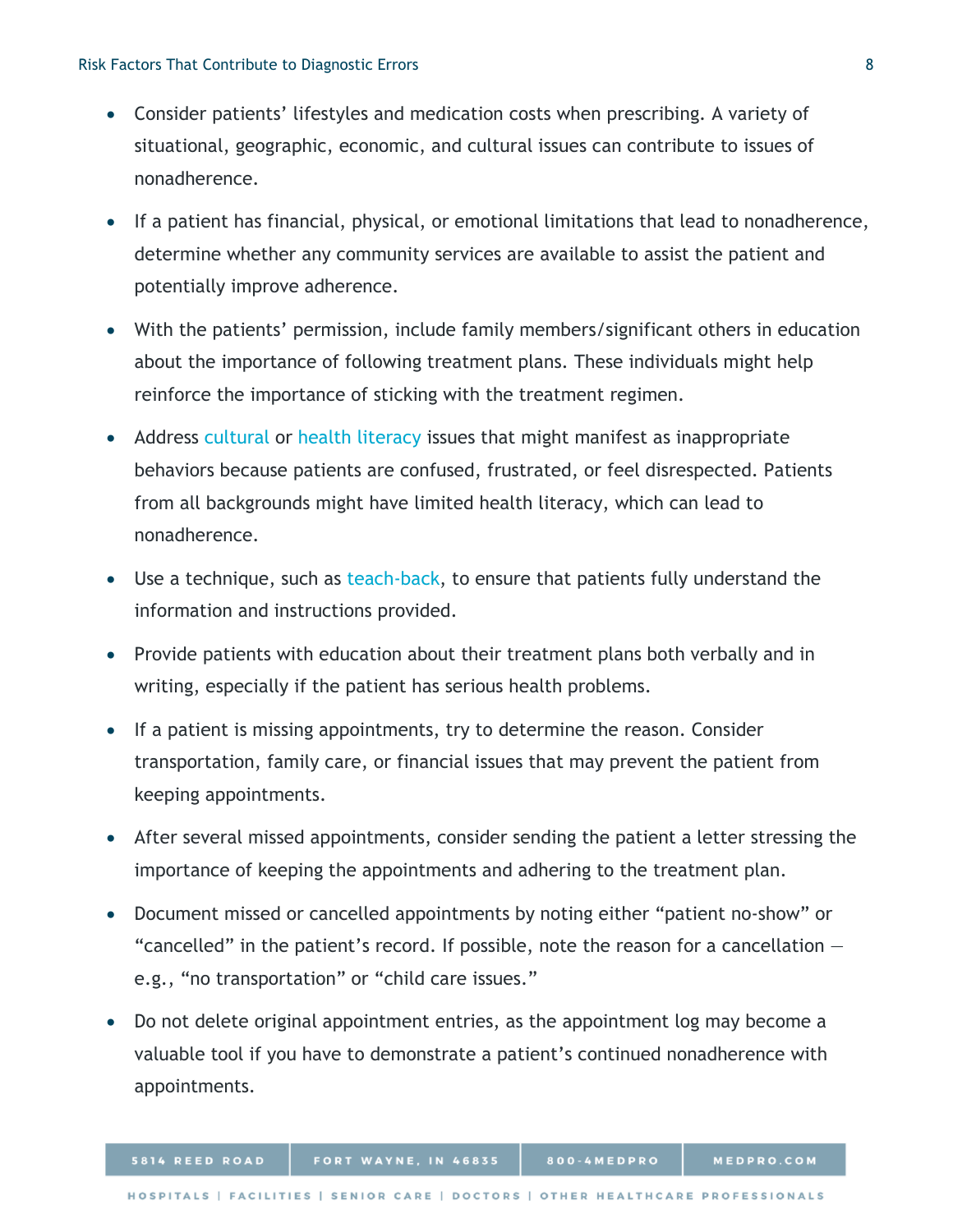- Consider patients' lifestyles and medication costs when prescribing. A variety of situational, geographic, economic, and cultural issues can contribute to issues of nonadherence.
- If a patient has financial, physical, or emotional limitations that lead to nonadherence, determine whether any community services are available to assist the patient and potentially improve adherence.
- With the patients' permission, include family members/significant others in education about the importance of following treatment plans. These individuals might help reinforce the importance of sticking with the treatment regimen.
- Address cultural or health literacy issues that might manifest as inappropriate behaviors because patients are confused, frustrated, or feel disrespected. Patients from all backgrounds might have limited health literacy, which can lead to nonadherence.
- Use a technique, such as teach-back, to ensure that patients fully understand the information and instructions provided.
- Provide patients with education about their treatment plans both verbally and in writing, especially if the patient has serious health problems.
- If a patient is missing appointments, try to determine the reason. Consider transportation, family care, or financial issues that may prevent the patient from keeping appointments.
- After several missed appointments, consider sending the patient a letter stressing the importance of keeping the appointments and adhering to the treatment plan.
- Document missed or cancelled appointments by noting either "patient no-show" or "cancelled" in the patient's record. If possible, note the reason for a cancellation — e.g., "no transportation" or "child care issues."
- Do not delete original appointment entries, as the appointment log may become a valuable tool if you have to demonstrate a patient's continued nonadherence with appointments.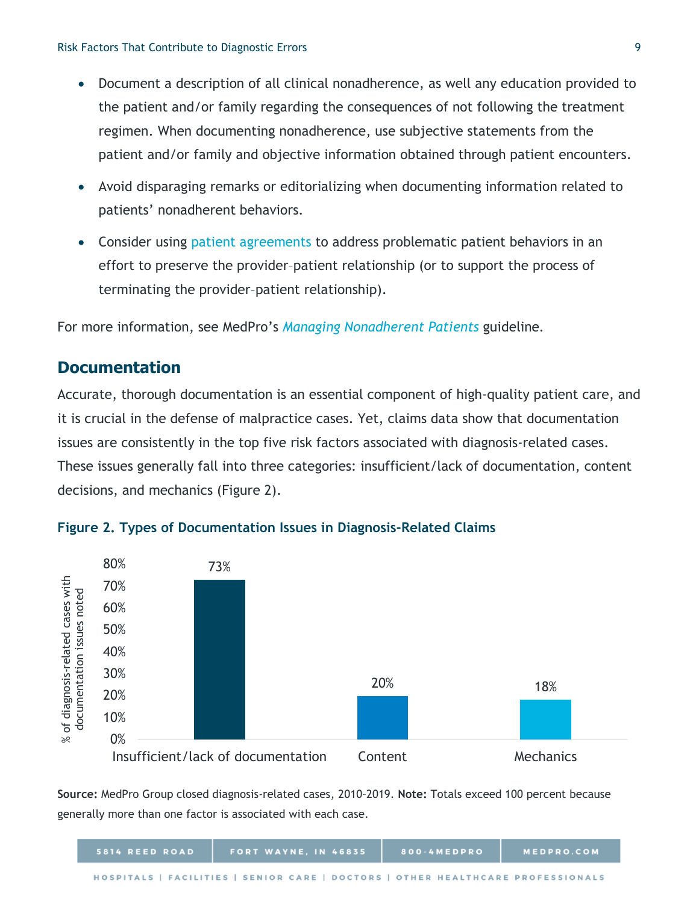- Document a description of all clinical nonadherence, as well any education provided to the patient and/or family regarding the consequences of not following the treatment regimen. When documenting nonadherence, use subjective statements from the patient and/or family and objective information obtained through patient encounters.
- Avoid disparaging remarks or editorializing when documenting information related to patients' nonadherent behaviors.
- Consider using patient agreements to address problematic patient behaviors in an effort to preserve the provider–patient relationship (or to support the process of terminating the provider–patient relationship).

For more information, see MedPro's *Managing Nonadherent Patients* guideline.

## Documentation

Accurate, thorough documentation is an essential component of high-quality patient care, and it is crucial in the defense of malpractice cases. Yet, claims data show that documentation issues are consistently in the top five risk factors associated with diagnosis-related cases. These issues generally fall into three categories: insufficient/lack of documentation, content decisions, and mechanics (Figure 2).

**Figure 2. Types of Documentation Issues in Diagnosis-Related Claims**

| Documentation issue | % of diagnosis-related cases with documentation issues noted |
|---|---|
| Insufficient/lack of documentation | 73% |
| Content | 20% |
| Mechanics | 18% |

**Source:** MedPro Group closed diagnosis-related cases, 2010–2019. **Note:** Totals exceed 100 percent because generally more than one factor is associated with each case.

5814 REED ROAD | FORT WAYNE, IN 46835 | 800-4MEDPRO | MEDPRO.COM

HOSPITALS | FACILITIES | SENIOR CARE | DOCTORS | OTHER HEALTHCARE PROFESSIONALS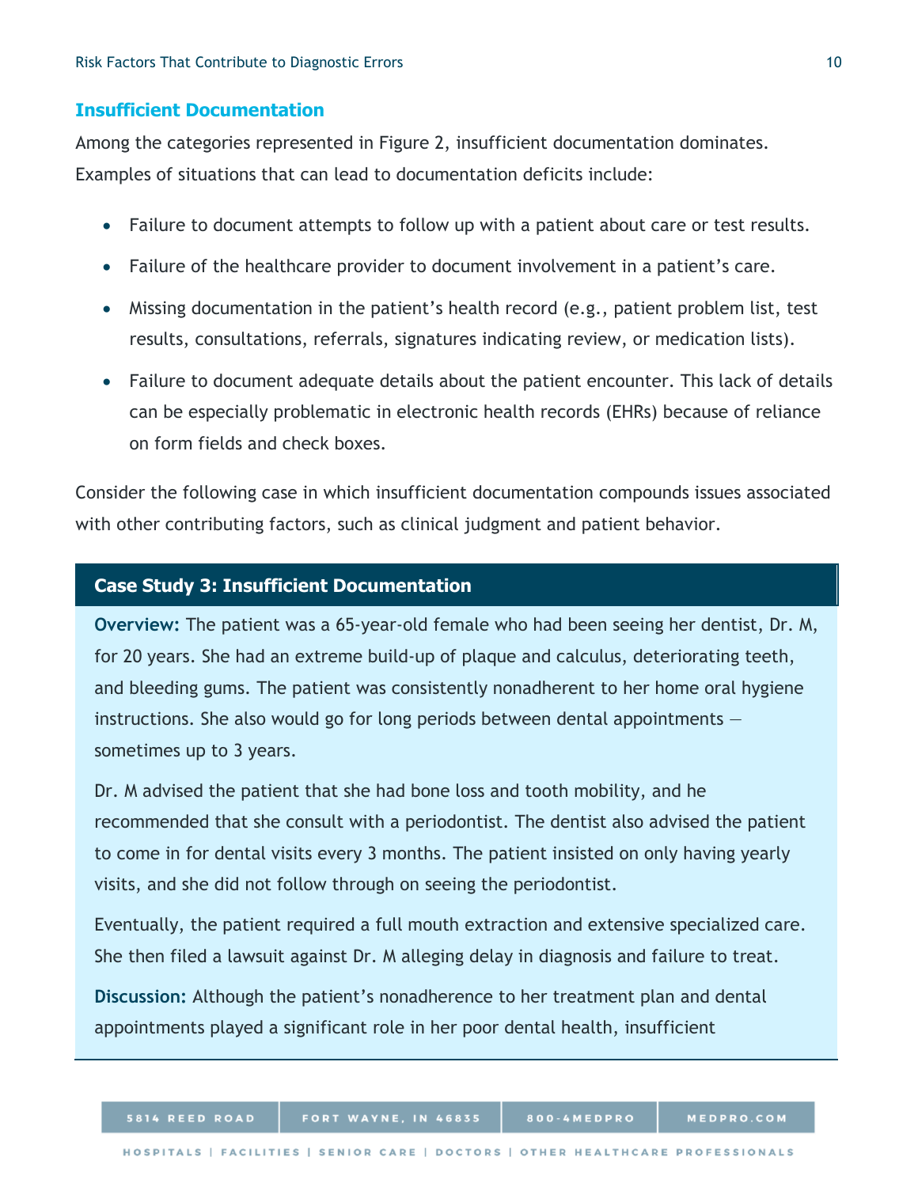## Insufficient Documentation

Among the categories represented in Figure 2, insufficient documentation dominates. Examples of situations that can lead to documentation deficits include:

- Failure to document attempts to follow up with a patient about care or test results.
- Failure of the healthcare provider to document involvement in a patient's care.
- Missing documentation in the patient's health record (e.g., patient problem list, test results, consultations, referrals, signatures indicating review, or medication lists).
- Failure to document adequate details about the patient encounter. This lack of details can be especially problematic in electronic health records (EHRs) because of reliance on form fields and check boxes.

Consider the following case in which insufficient documentation compounds issues associated with other contributing factors, such as clinical judgment and patient behavior.

### Case Study 3: Insufficient Documentation

**Overview:** The patient was a 65-year-old female who had been seeing her dentist, Dr. M, for 20 years. She had an extreme build-up of plaque and calculus, deteriorating teeth, and bleeding gums. The patient was consistently nonadherent to her home oral hygiene instructions. She also would go for long periods between dental appointments — sometimes up to 3 years.

Dr. M advised the patient that she had bone loss and tooth mobility, and he recommended that she consult with a periodontist. The dentist also advised the patient to come in for dental visits every 3 months. The patient insisted on only having yearly visits, and she did not follow through on seeing the periodontist.

Eventually, the patient required a full mouth extraction and extensive specialized care. She then filed a lawsuit against Dr. M alleging delay in diagnosis and failure to treat.

**Discussion:** Although the patient's nonadherence to her treatment plan and dental appointments played a significant role in her poor dental health, insufficient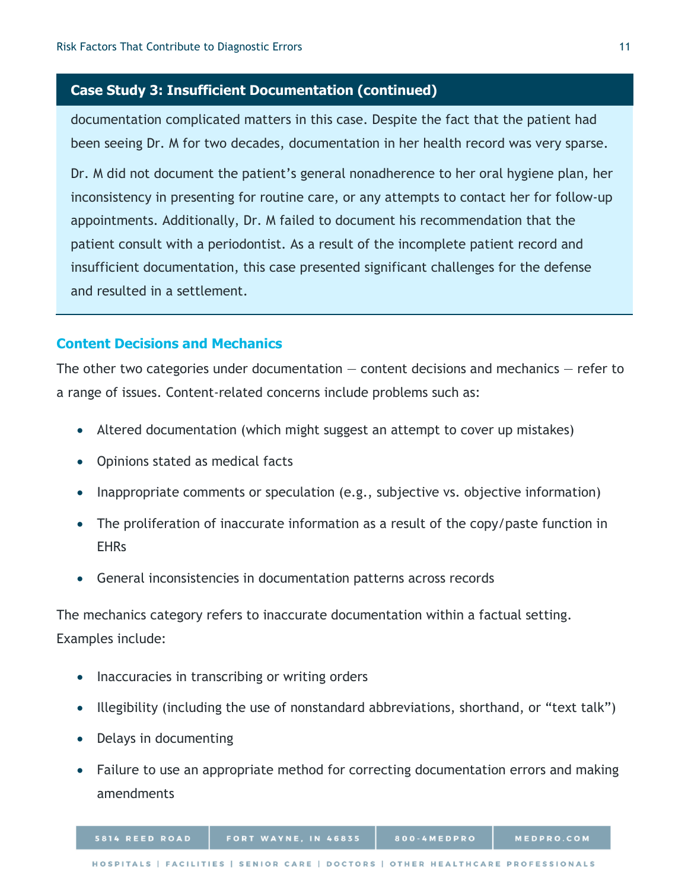### Case Study 3: Insufficient Documentation (continued)

documentation complicated matters in this case. Despite the fact that the patient had been seeing Dr. M for two decades, documentation in her health record was very sparse.

Dr. M did not document the patient's general nonadherence to her oral hygiene plan, her inconsistency in presenting for routine care, or any attempts to contact her for follow-up appointments. Additionally, Dr. M failed to document his recommendation that the patient consult with a periodontist. As a result of the incomplete patient record and insufficient documentation, this case presented significant challenges for the defense and resulted in a settlement.

### Content Decisions and Mechanics

The other two categories under documentation — content decisions and mechanics — refer to a range of issues. Content-related concerns include problems such as:

- Altered documentation (which might suggest an attempt to cover up mistakes)
- Opinions stated as medical facts
- Inappropriate comments or speculation (e.g., subjective vs. objective information)
- The proliferation of inaccurate information as a result of the copy/paste function in EHRs
- General inconsistencies in documentation patterns across records

The mechanics category refers to inaccurate documentation within a factual setting. Examples include:

- Inaccuracies in transcribing or writing orders
- Illegibility (including the use of nonstandard abbreviations, shorthand, or "text talk")
- Delays in documenting
- Failure to use an appropriate method for correcting documentation errors and making amendments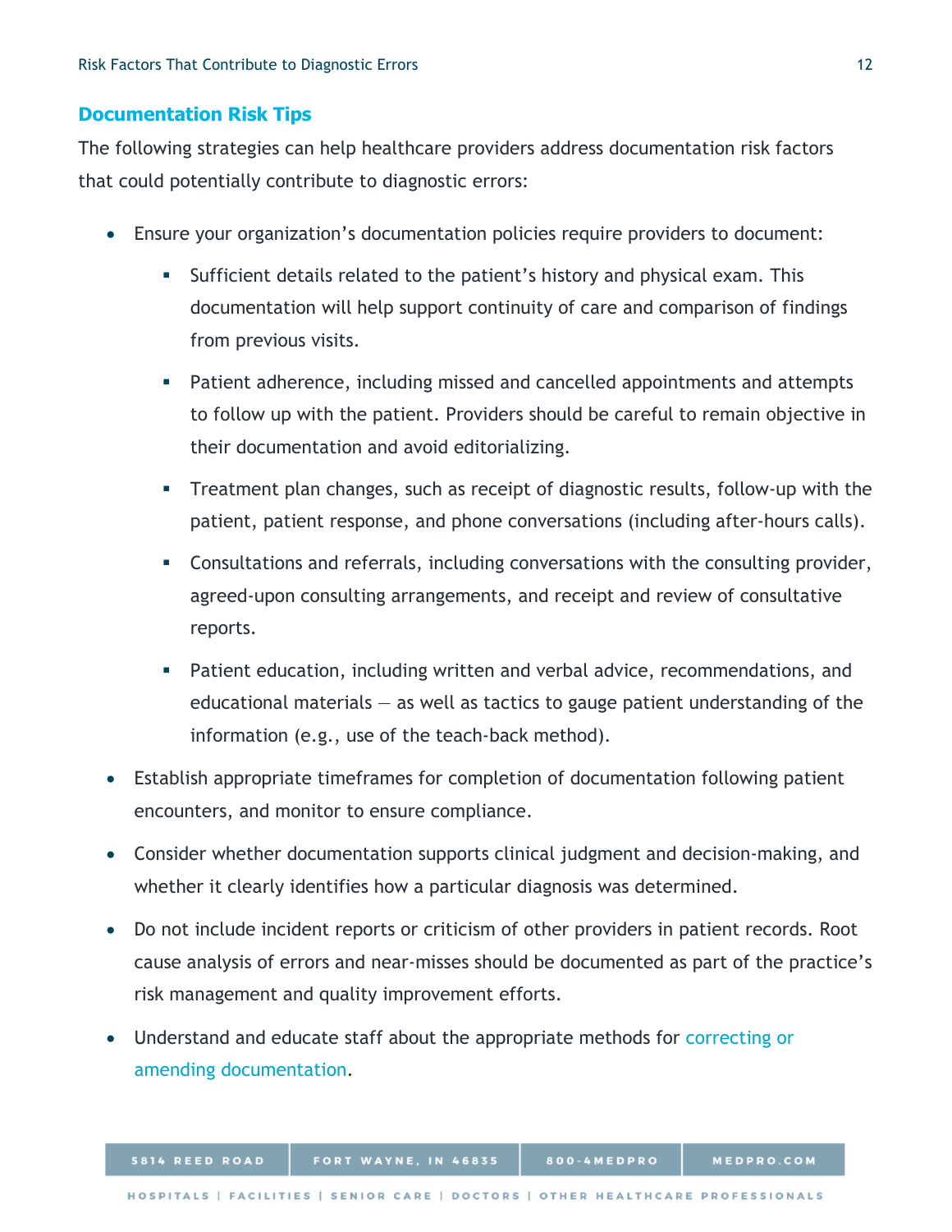## Documentation Risk Tips

The following strategies can help healthcare providers address documentation risk factors that could potentially contribute to diagnostic errors:

- Ensure your organization's documentation policies require providers to document:
  - Sufficient details related to the patient's history and physical exam. This documentation will help support continuity of care and comparison of findings from previous visits.
  - Patient adherence, including missed and cancelled appointments and attempts to follow up with the patient. Providers should be careful to remain objective in their documentation and avoid editorializing.
  - Treatment plan changes, such as receipt of diagnostic results, follow-up with the patient, patient response, and phone conversations (including after-hours calls).
  - Consultations and referrals, including conversations with the consulting provider, agreed-upon consulting arrangements, and receipt and review of consultative reports.
  - Patient education, including written and verbal advice, recommendations, and educational materials — as well as tactics to gauge patient understanding of the information (e.g., use of the teach-back method).
- Establish appropriate timeframes for completion of documentation following patient encounters, and monitor to ensure compliance.
- Consider whether documentation supports clinical judgment and decision-making, and whether it clearly identifies how a particular diagnosis was determined.
- Do not include incident reports or criticism of other providers in patient records. Root cause analysis of errors and near-misses should be documented as part of the practice's risk management and quality improvement efforts.
- Understand and educate staff about the appropriate methods for correcting or amending documentation.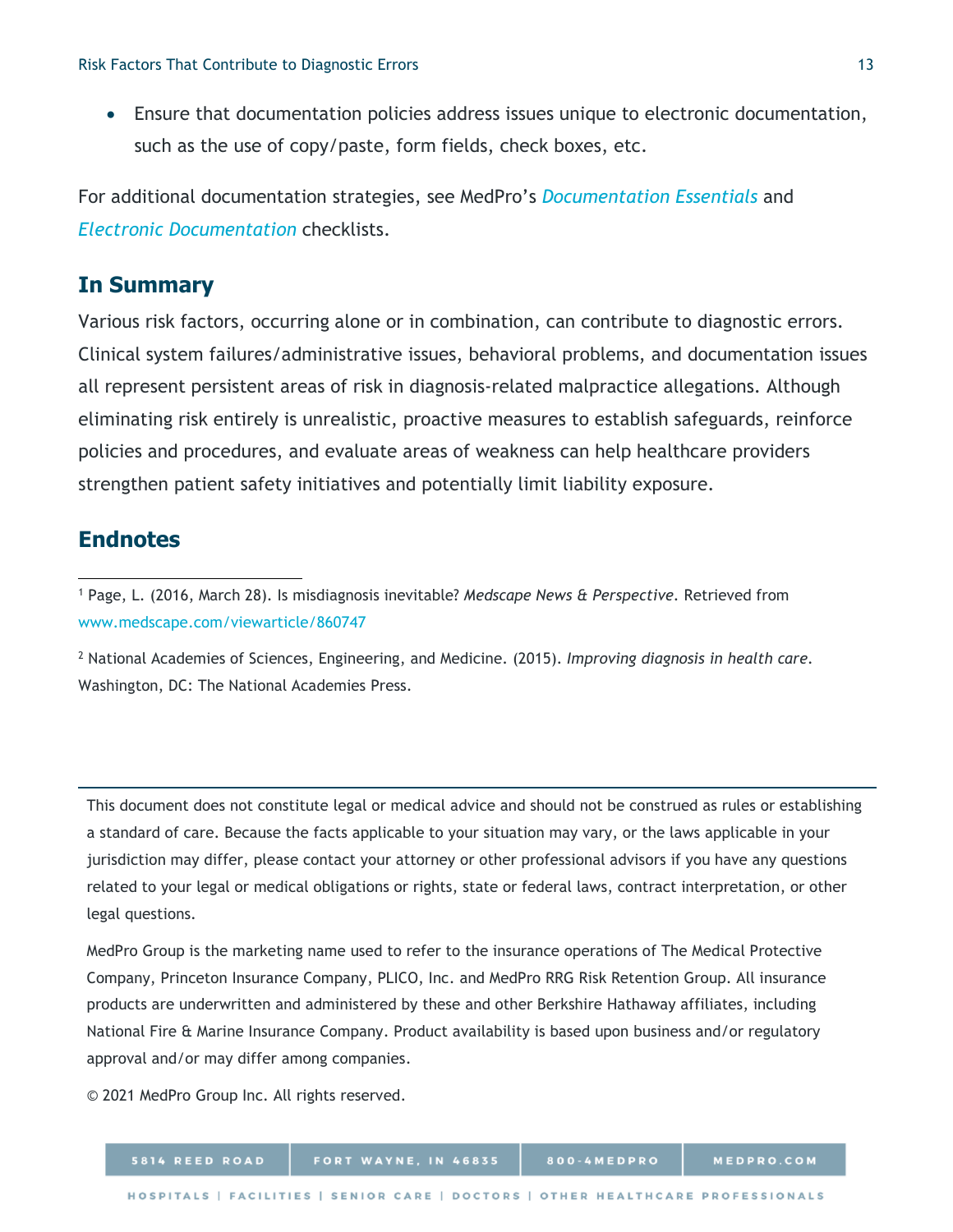- Ensure that documentation policies address issues unique to electronic documentation, such as the use of copy/paste, form fields, check boxes, etc.

For additional documentation strategies, see MedPro's *Documentation Essentials* and *Electronic Documentation* checklists.

## In Summary

Various risk factors, occurring alone or in combination, can contribute to diagnostic errors. Clinical system failures/administrative issues, behavioral problems, and documentation issues all represent persistent areas of risk in diagnosis-related malpractice allegations. Although eliminating risk entirely is unrealistic, proactive measures to establish safeguards, reinforce policies and procedures, and evaluate areas of weakness can help healthcare providers strengthen patient safety initiatives and potentially limit liability exposure.

## Endnotes

[1] Page, L. (2016, March 28). Is misdiagnosis inevitable? *Medscape News & Perspective*. Retrieved from www.medscape.com/viewarticle/860747

[2] National Academies of Sciences, Engineering, and Medicine. (2015). *Improving diagnosis in health care*. Washington, DC: The National Academies Press.

---

This document does not constitute legal or medical advice and should not be construed as rules or establishing a standard of care. Because the facts applicable to your situation may vary, or the laws applicable in your jurisdiction may differ, please contact your attorney or other professional advisors if you have any questions related to your legal or medical obligations or rights, state or federal laws, contract interpretation, or other legal questions.

MedPro Group is the marketing name used to refer to the insurance operations of The Medical Protective Company, Princeton Insurance Company, PLICO, Inc. and MedPro RRG Risk Retention Group. All insurance products are underwritten and administered by these and other Berkshire Hathaway affiliates, including National Fire & Marine Insurance Company. Product availability is based upon business and/or regulatory approval and/or may differ among companies.

© 2021 MedPro Group Inc. All rights reserved.

5814 REED ROAD | FORT WAYNE, IN 46835 | 800-4MEDPRO | MEDPRO.COM

HOSPITALS | FACILITIES | SENIOR CARE | DOCTORS | OTHER HEALTHCARE PROFESSIONALS